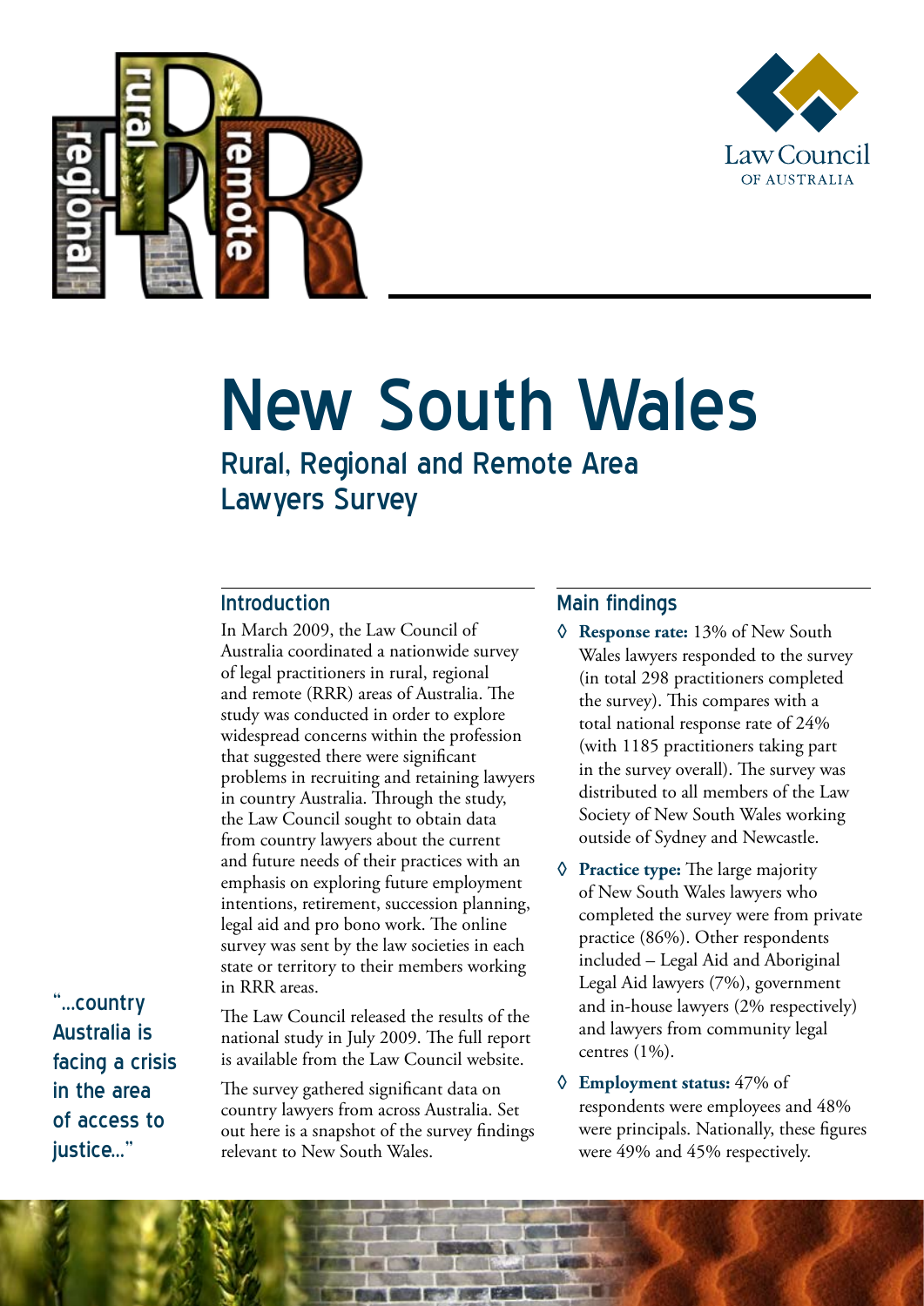# New South Wales

## Rural, Regional and Remote Area Lawyers Survey

### Introduction

In March 2009, the Law Council of Australia coordinated a nationwide survey of legal practitioners in rural, regional and remote (RRR) areas of Australia. The study was conducted in order to explore widespread concerns within the profession that suggested there were significant problems in recruiting and retaining lawyers in country Australia. Through the study, the Law Council sought to obtain data from country lawyers about the current and future needs of their practices with an emphasis on exploring future employment intentions, retirement, succession planning, legal aid and pro bono work. The online survey was sent by the law societies in each state or territory to their members working in RRR areas.

The Law Council released the results of the national study in July 2009. The full report is available from the Law Council website.

The survey gathered significant data on country lawyers from across Australia. Set out here is a snapshot of the survey findings relevant to New South Wales.

"...country Australia is facing a crisis in the area of access to justice..."

### Main findings

- **Response rate:** 13% of New South Wales lawyers responded to the survey (in total 298 practitioners completed the survey). This compares with a total national response rate of 24% (with 1185 practitioners taking part in the survey overall). The survey was distributed to all members of the Law Society of New South Wales working outside of Sydney and Newcastle.
- **Practice type:** The large majority of New South Wales lawyers who completed the survey were from private practice (86%). Other respondents included – Legal Aid and Aboriginal Legal Aid lawyers (7%), government and in-house lawyers (2% respectively) and lawyers from community legal centres (1%).
- **Employment status:** 47% of respondents were employees and 48% were principals. Nationally, these figures were 49% and 45% respectively.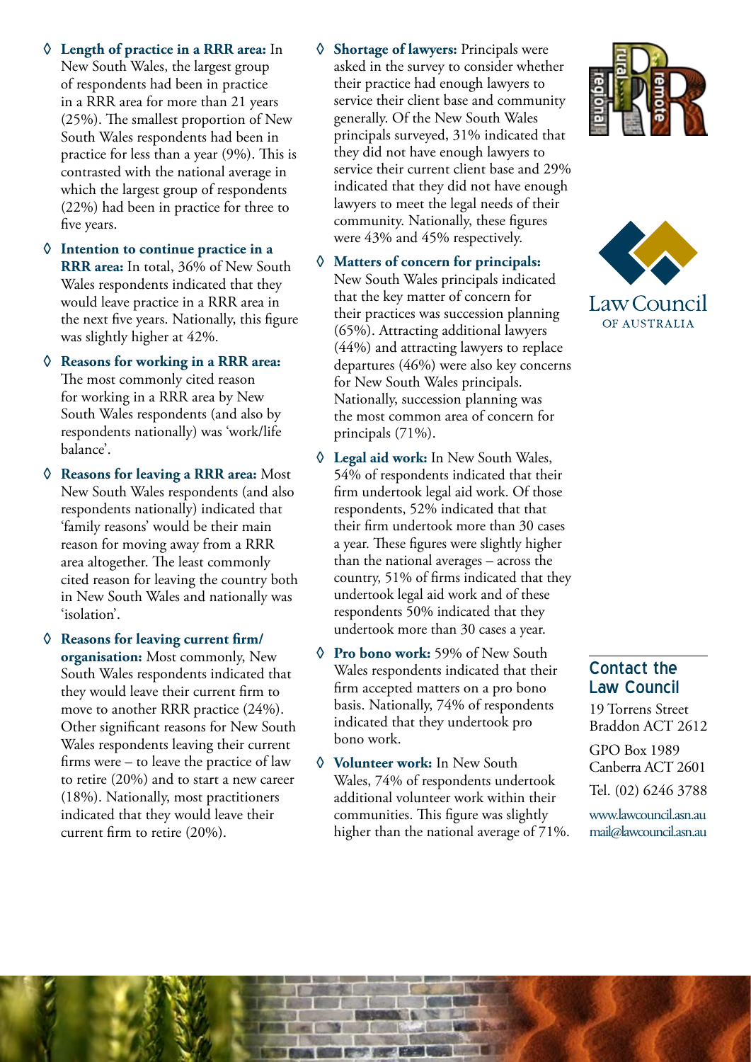- **Length of practice in a RRR area:** In New South Wales, the largest group of respondents had been in practice in a RRR area for more than 21 years (25%). The smallest proportion of New South Wales respondents had been in practice for less than a year (9%). This is contrasted with the national average in which the largest group of respondents (22%) had been in practice for three to five years.
- **Intention to continue practice in a RRR area:** In total, 36% of New South Wales respondents indicated that they would leave practice in a RRR area in the next five years. Nationally, this figure was slightly higher at 42%.
- **Reasons for working in a RRR area:** The most commonly cited reason for working in a RRR area by New South Wales respondents (and also by respondents nationally) was 'work/life balance'.
- **Reasons for leaving a RRR area:** Most New South Wales respondents (and also respondents nationally) indicated that 'family reasons' would be their main reason for moving away from a RRR area altogether. The least commonly cited reason for leaving the country both in New South Wales and nationally was 'isolation'.
- **Reasons for leaving current firm/organisation:** Most commonly, New South Wales respondents indicated that they would leave their current firm to move to another RRR practice (24%). Other significant reasons for New South Wales respondents leaving their current firms were – to leave the practice of law to retire (20%) and to start a new career (18%). Nationally, most practitioners indicated that they would leave their current firm to retire (20%).
- **Shortage of lawyers:** Principals were asked in the survey to consider whether their practice had enough lawyers to service their client base and community generally. Of the New South Wales principals surveyed, 31% indicated that they did not have enough lawyers to service their current client base and 29% indicated that they did not have enough lawyers to meet the legal needs of their community. Nationally, these figures were 43% and 45% respectively.
- **Matters of concern for principals:** New South Wales principals indicated that the key matter of concern for their practices was succession planning (65%). Attracting additional lawyers (44%) and attracting lawyers to replace departures (46%) were also key concerns for New South Wales principals. Nationally, succession planning was the most common area of concern for principals (71%).
- **Legal aid work:** In New South Wales, 54% of respondents indicated that their firm undertook legal aid work. Of those respondents, 52% indicated that that their firm undertook more than 30 cases a year. These figures were slightly higher than the national averages – across the country, 51% of firms indicated that they undertook legal aid work and of these respondents 50% indicated that they undertook more than 30 cases a year.
- **Pro bono work:** 59% of New South Wales respondents indicated that their firm accepted matters on a pro bono basis. Nationally, 74% of respondents indicated that they undertook pro bono work.
- **Volunteer work:** In New South Wales, 74% of respondents undertook additional volunteer work within their communities. This figure was slightly higher than the national average of 71%.

rural regional remote

Law Council OF AUSTRALIA

## Contact the Law Council

19 Torrens Street
Braddon ACT 2612

GPO Box 1989
Canberra ACT 2601

Tel. (02) 6246 3788

www.lawcouncil.asn.au
mail@lawcouncil.asn.au